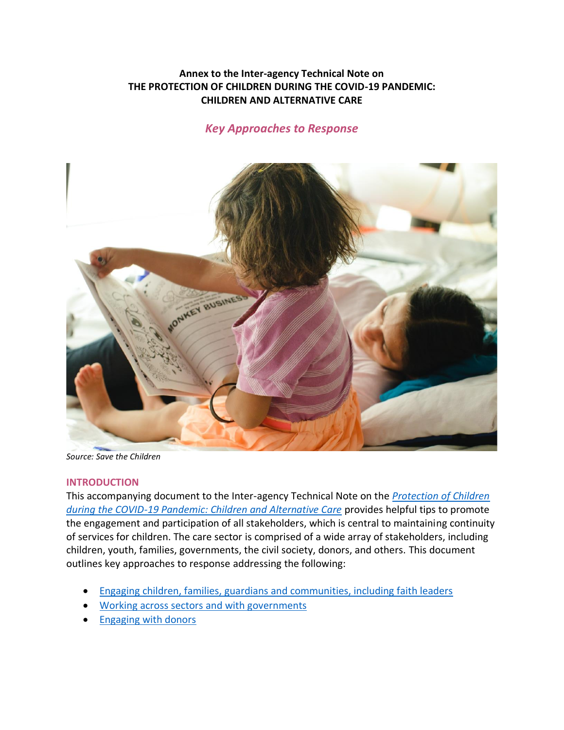**Annex to the Inter-agency Technical Note on**
**THE PROTECTION OF CHILDREN DURING THE COVID-19 PANDEMIC:**
**CHILDREN AND ALTERNATIVE CARE**

# *Key Approaches to Response*

*Source: Save the Children*

## INTRODUCTION

This accompanying document to the Inter-agency Technical Note on the *Protection of Children during the COVID-19 Pandemic: Children and Alternative Care* provides helpful tips to promote the engagement and participation of all stakeholders, which is central to maintaining continuity of services for children. The care sector is comprised of a wide array of stakeholders, including children, youth, families, governments, the civil society, donors, and others. This document outlines key approaches to response addressing the following:

- Engaging children, families, guardians and communities, including faith leaders
- Working across sectors and with governments
- Engaging with donors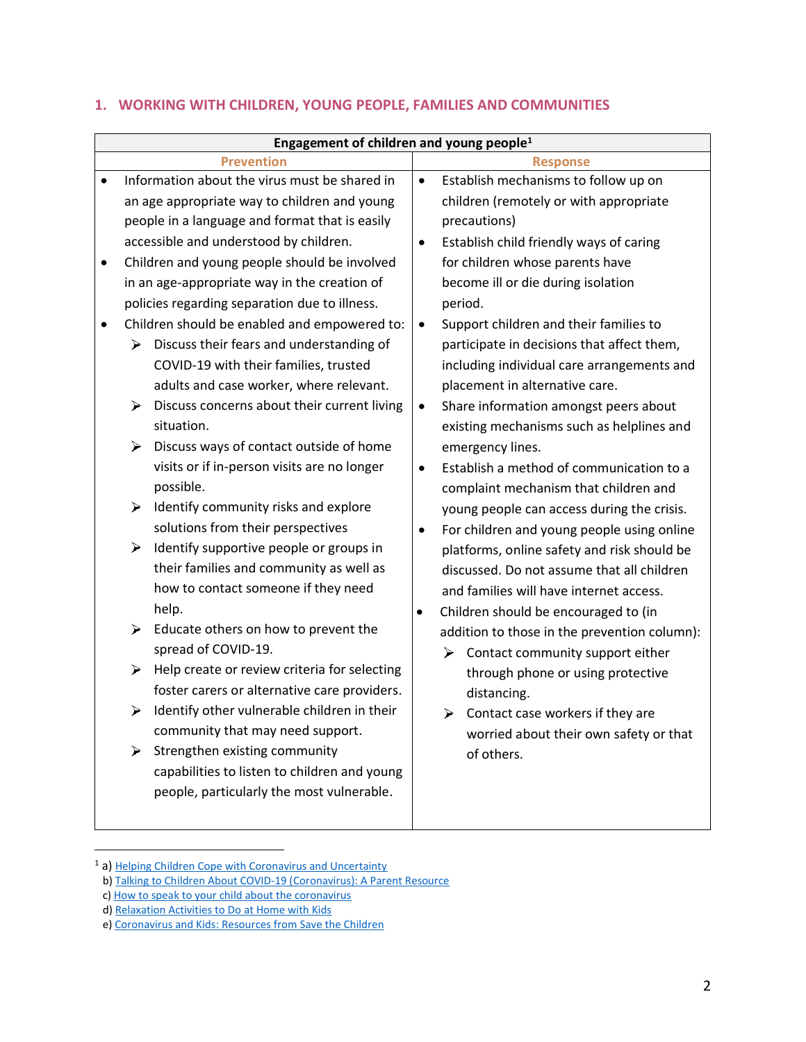## 1. WORKING WITH CHILDREN, YOUNG PEOPLE, FAMILIES AND COMMUNITIES

| **Engagement of children and young people[1]** | |
|---|---|
| **Prevention** | **Response** |
| • Information about the virus must be shared in an age appropriate way to children and young people in a language and format that is easily accessible and understood by children.<br>• Children and young people should be involved in an age-appropriate way in the creation of policies regarding separation due to illness.<br>• Children should be enabled and empowered to:<br>➢ Discuss their fears and understanding of COVID-19 with their families, trusted adults and case worker, where relevant.<br>➢ Discuss concerns about their current living situation.<br>➢ Discuss ways of contact outside of home visits or if in-person visits are no longer possible.<br>➢ Identify community risks and explore solutions from their perspectives<br>➢ Identify supportive people or groups in their families and community as well as how to contact someone if they need help.<br>➢ Educate others on how to prevent the spread of COVID-19.<br>➢ Help create or review criteria for selecting foster carers or alternative care providers.<br>➢ Identify other vulnerable children in their community that may need support.<br>➢ Strengthen existing community capabilities to listen to children and young people, particularly the most vulnerable. | • Establish mechanisms to follow up on children (remotely or with appropriate precautions)<br>• Establish child friendly ways of caring for children whose parents have become ill or die during isolation period.<br>• Support children and their families to participate in decisions that affect them, including individual care arrangements and placement in alternative care.<br>• Share information amongst peers about existing mechanisms such as helplines and emergency lines.<br>• Establish a method of communication to a complaint mechanism that children and young people can access during the crisis.<br>• For children and young people using online platforms, online safety and risk should be discussed. Do not assume that all children and families will have internet access.<br>• Children should be encouraged to (in addition to those in the prevention column):<br>➢ Contact community support either through phone or using protective distancing.<br>➢ Contact case workers if they are worried about their own safety or that of others. |

[1] a) Helping Children Cope with Coronavirus and Uncertainty
b) Talking to Children About COVID-19 (Coronavirus): A Parent Resource
c) How to speak to your child about the coronavirus
d) Relaxation Activities to Do at Home with Kids
e) Coronavirus and Kids: Resources from Save the Children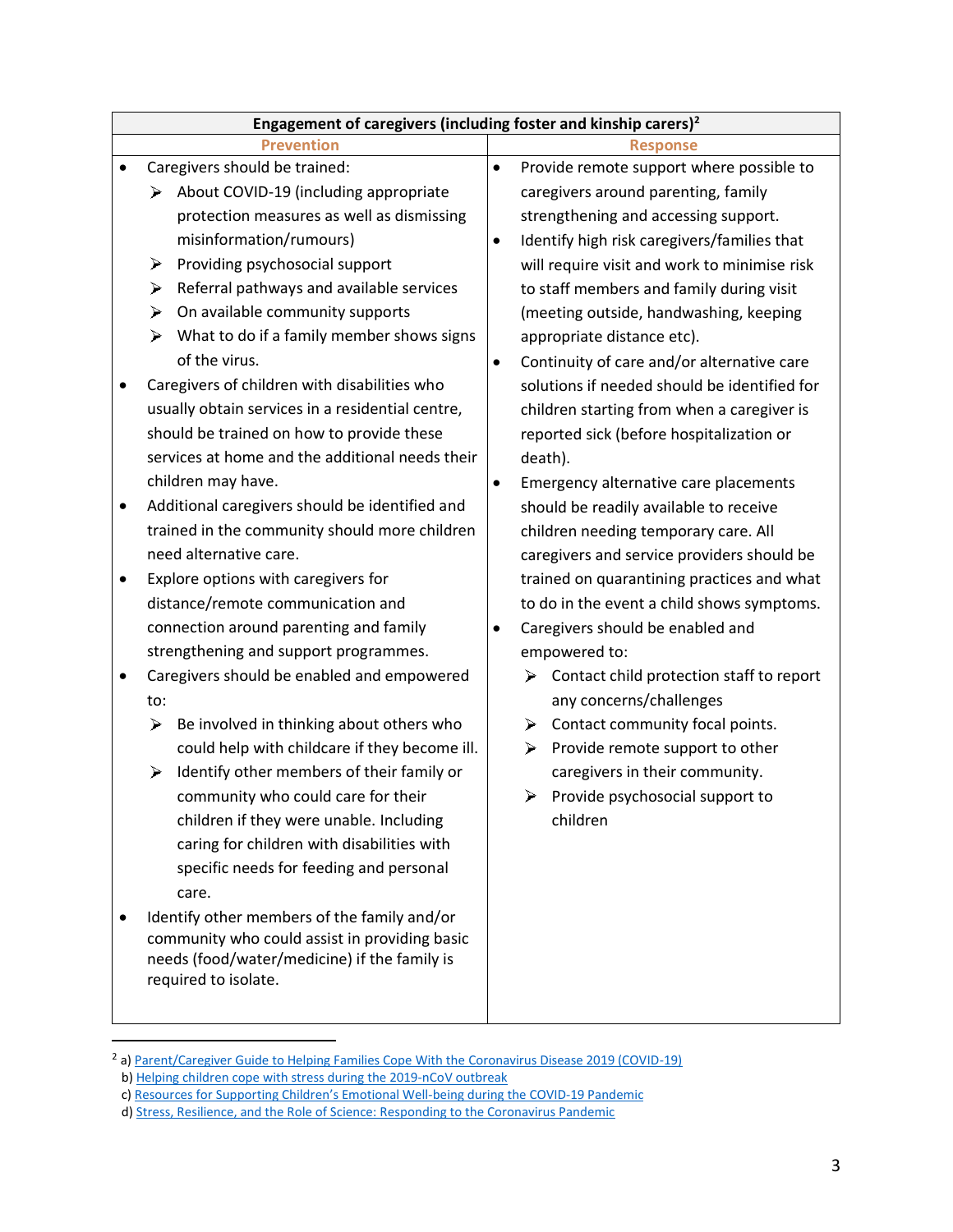| Engagement of caregivers (including foster and kinship carers)[2] | |
|---|---|
| **Prevention** | **Response** |
| • Caregivers should be trained:<br>➢ About COVID-19 (including appropriate protection measures as well as dismissing misinformation/rumours)<br>➢ Providing psychosocial support<br>➢ Referral pathways and available services<br>➢ On available community supports<br>➢ What to do if a family member shows signs of the virus.<br>• Caregivers of children with disabilities who usually obtain services in a residential centre, should be trained on how to provide these services at home and the additional needs their children may have.<br>• Additional caregivers should be identified and trained in the community should more children need alternative care.<br>• Explore options with caregivers for distance/remote communication and connection around parenting and family strengthening and support programmes.<br>• Caregivers should be enabled and empowered to:<br>➢ Be involved in thinking about others who could help with childcare if they become ill.<br>➢ Identify other members of their family or community who could care for their children if they were unable. Including caring for children with disabilities with specific needs for feeding and personal care.<br>• Identify other members of the family and/or community who could assist in providing basic needs (food/water/medicine) if the family is required to isolate. | • Provide remote support where possible to caregivers around parenting, family strengthening and accessing support.<br>• Identify high risk caregivers/families that will require visit and work to minimise risk to staff members and family during visit (meeting outside, handwashing, keeping appropriate distance etc).<br>• Continuity of care and/or alternative care solutions if needed should be identified for children starting from when a caregiver is reported sick (before hospitalization or death).<br>• Emergency alternative care placements should be readily available to receive children needing temporary care. All caregivers and service providers should be trained on quarantining practices and what to do in the event a child shows symptoms.<br>• Caregivers should be enabled and empowered to:<br>➢ Contact child protection staff to report any concerns/challenges<br>➢ Contact community focal points.<br>➢ Provide remote support to other caregivers in their community.<br>➢ Provide psychosocial support to children |

[2] a) Parent/Caregiver Guide to Helping Families Cope With the Coronavirus Disease 2019 (COVID-19)
b) Helping children cope with stress during the 2019-nCoV outbreak
c) Resources for Supporting Children's Emotional Well-being during the COVID-19 Pandemic
d) Stress, Resilience, and the Role of Science: Responding to the Coronavirus Pandemic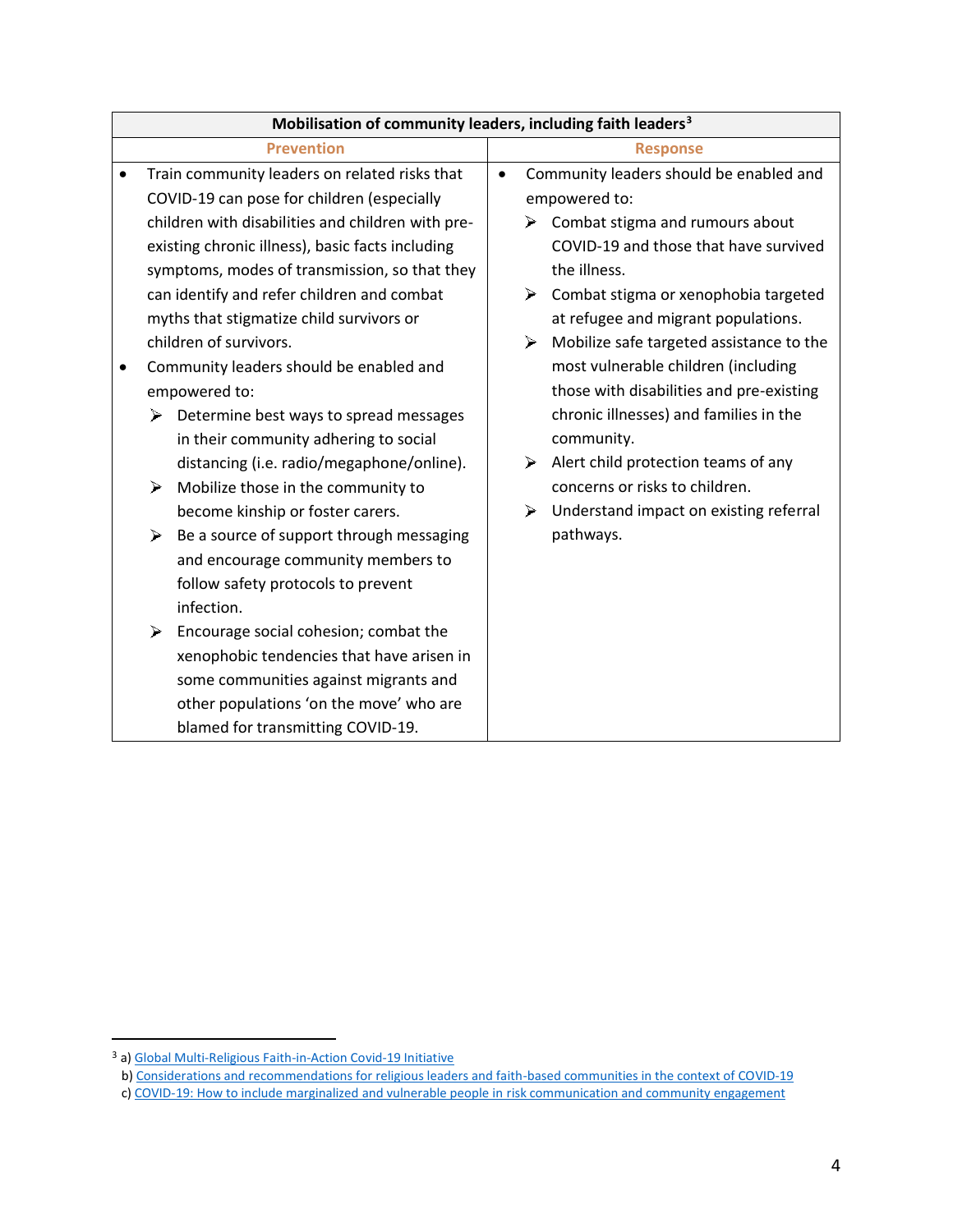| Mobilisation of community leaders, including faith leaders[3] | |
|---|---|
| **Prevention** | **Response** |
| • Train community leaders on related risks that COVID-19 can pose for children (especially children with disabilities and children with pre-existing chronic illness), basic facts including symptoms, modes of transmission, so that they can identify and refer children and combat myths that stigmatize child survivors or children of survivors.<br>• Community leaders should be enabled and empowered to:<br>➢ Determine best ways to spread messages in their community adhering to social distancing (i.e. radio/megaphone/online).<br>➢ Mobilize those in the community to become kinship or foster carers.<br>➢ Be a source of support through messaging and encourage community members to follow safety protocols to prevent infection.<br>➢ Encourage social cohesion; combat the xenophobic tendencies that have arisen in some communities against migrants and other populations 'on the move' who are blamed for transmitting COVID-19. | • Community leaders should be enabled and empowered to:<br>➢ Combat stigma and rumours about COVID-19 and those that have survived the illness.<br>➢ Combat stigma or xenophobia targeted at refugee and migrant populations.<br>➢ Mobilize safe targeted assistance to the most vulnerable children (including those with disabilities and pre-existing chronic illnesses) and families in the community.<br>➢ Alert child protection teams of any concerns or risks to children.<br>➢ Understand impact on existing referral pathways. |

[3] a) Global Multi-Religious Faith-in-Action Covid-19 Initiative
b) Considerations and recommendations for religious leaders and faith-based communities in the context of COVID-19
c) COVID-19: How to include marginalized and vulnerable people in risk communication and community engagement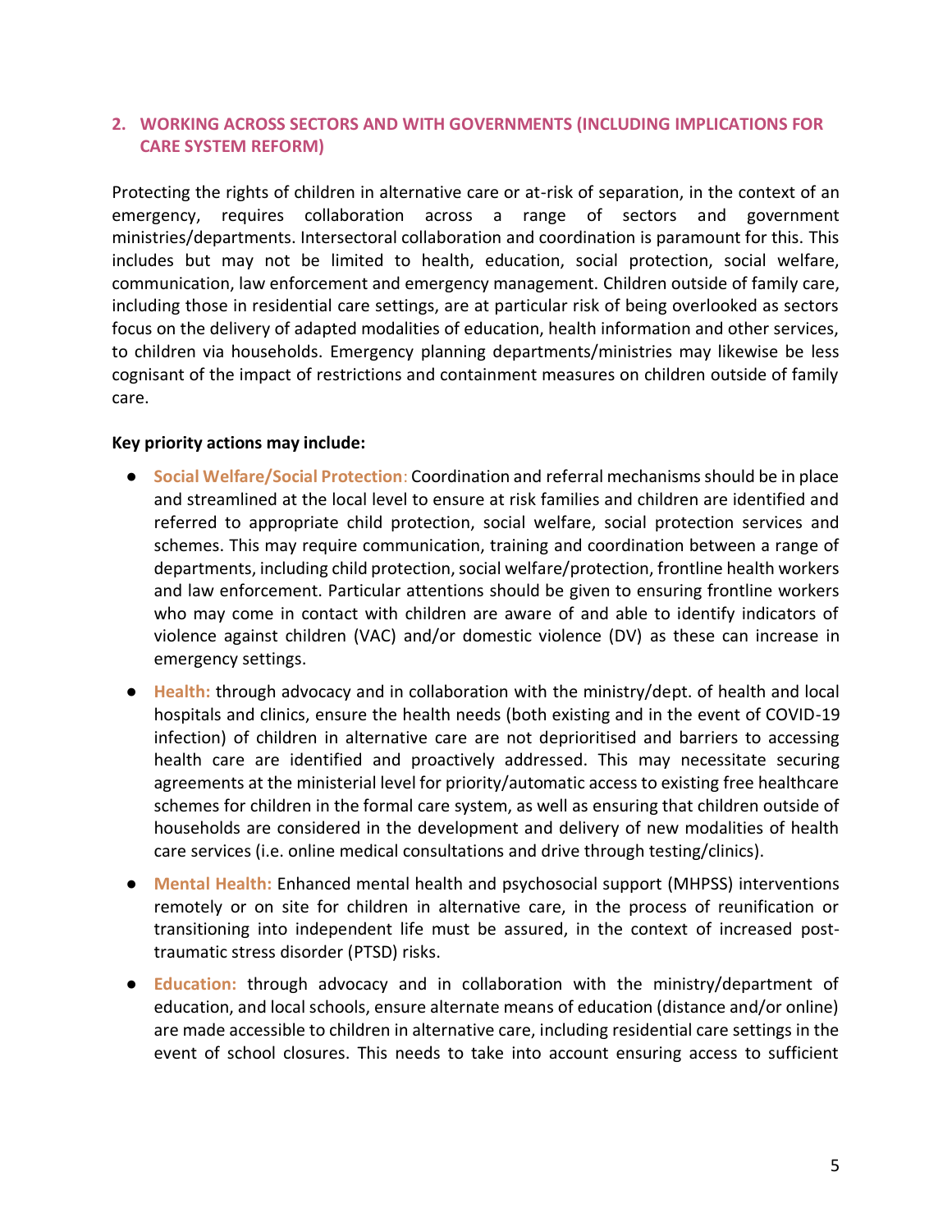## 2. WORKING ACROSS SECTORS AND WITH GOVERNMENTS (INCLUDING IMPLICATIONS FOR CARE SYSTEM REFORM)

Protecting the rights of children in alternative care or at-risk of separation, in the context of an emergency, requires collaboration across a range of sectors and government ministries/departments. Intersectoral collaboration and coordination is paramount for this. This includes but may not be limited to health, education, social protection, social welfare, communication, law enforcement and emergency management. Children outside of family care, including those in residential care settings, are at particular risk of being overlooked as sectors focus on the delivery of adapted modalities of education, health information and other services, to children via households. Emergency planning departments/ministries may likewise be less cognisant of the impact of restrictions and containment measures on children outside of family care.

**Key priority actions may include:**

- **Social Welfare/Social Protection**: Coordination and referral mechanisms should be in place and streamlined at the local level to ensure at risk families and children are identified and referred to appropriate child protection, social welfare, social protection services and schemes. This may require communication, training and coordination between a range of departments, including child protection, social welfare/protection, frontline health workers and law enforcement. Particular attentions should be given to ensuring frontline workers who may come in contact with children are aware of and able to identify indicators of violence against children (VAC) and/or domestic violence (DV) as these can increase in emergency settings.
- **Health:** through advocacy and in collaboration with the ministry/dept. of health and local hospitals and clinics, ensure the health needs (both existing and in the event of COVID-19 infection) of children in alternative care are not deprioritised and barriers to accessing health care are identified and proactively addressed. This may necessitate securing agreements at the ministerial level for priority/automatic access to existing free healthcare schemes for children in the formal care system, as well as ensuring that children outside of households are considered in the development and delivery of new modalities of health care services (i.e. online medical consultations and drive through testing/clinics).
- **Mental Health:** Enhanced mental health and psychosocial support (MHPSS) interventions remotely or on site for children in alternative care, in the process of reunification or transitioning into independent life must be assured, in the context of increased post-traumatic stress disorder (PTSD) risks.
- **Education:** through advocacy and in collaboration with the ministry/department of education, and local schools, ensure alternate means of education (distance and/or online) are made accessible to children in alternative care, including residential care settings in the event of school closures. This needs to take into account ensuring access to sufficient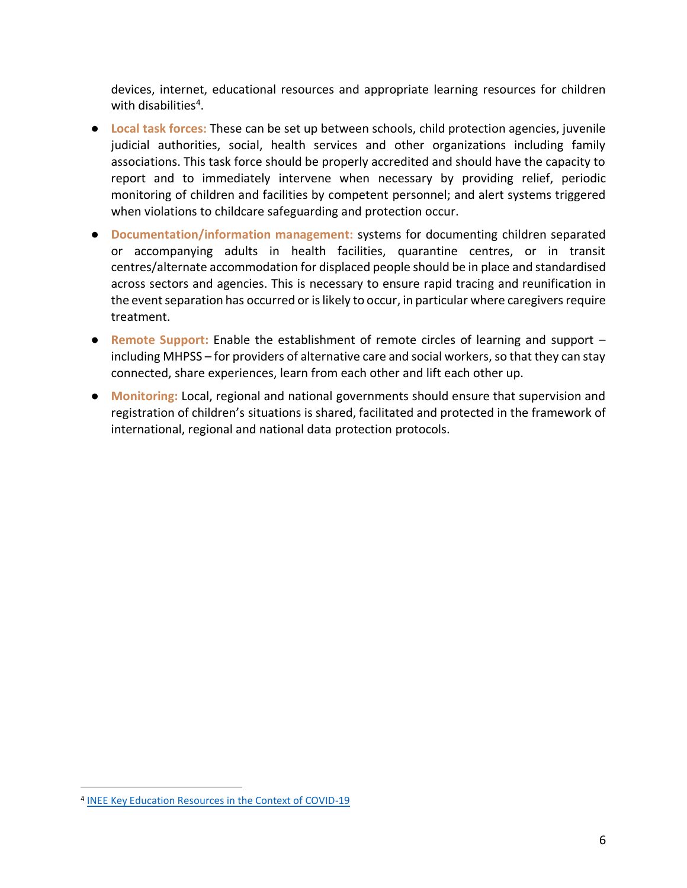devices, internet, educational resources and appropriate learning resources for children with disabilities[4].

- **Local task forces:** These can be set up between schools, child protection agencies, juvenile judicial authorities, social, health services and other organizations including family associations. This task force should be properly accredited and should have the capacity to report and to immediately intervene when necessary by providing relief, periodic monitoring of children and facilities by competent personnel; and alert systems triggered when violations to childcare safeguarding and protection occur.
- **Documentation/information management:** systems for documenting children separated or accompanying adults in health facilities, quarantine centres, or in transit centres/alternate accommodation for displaced people should be in place and standardised across sectors and agencies. This is necessary to ensure rapid tracing and reunification in the event separation has occurred or is likely to occur, in particular where caregivers require treatment.
- **Remote Support:** Enable the establishment of remote circles of learning and support – including MHPSS – for providers of alternative care and social workers, so that they can stay connected, share experiences, learn from each other and lift each other up.
- **Monitoring:** Local, regional and national governments should ensure that supervision and registration of children's situations is shared, facilitated and protected in the framework of international, regional and national data protection protocols.

[4] INEE Key Education Resources in the Context of COVID-19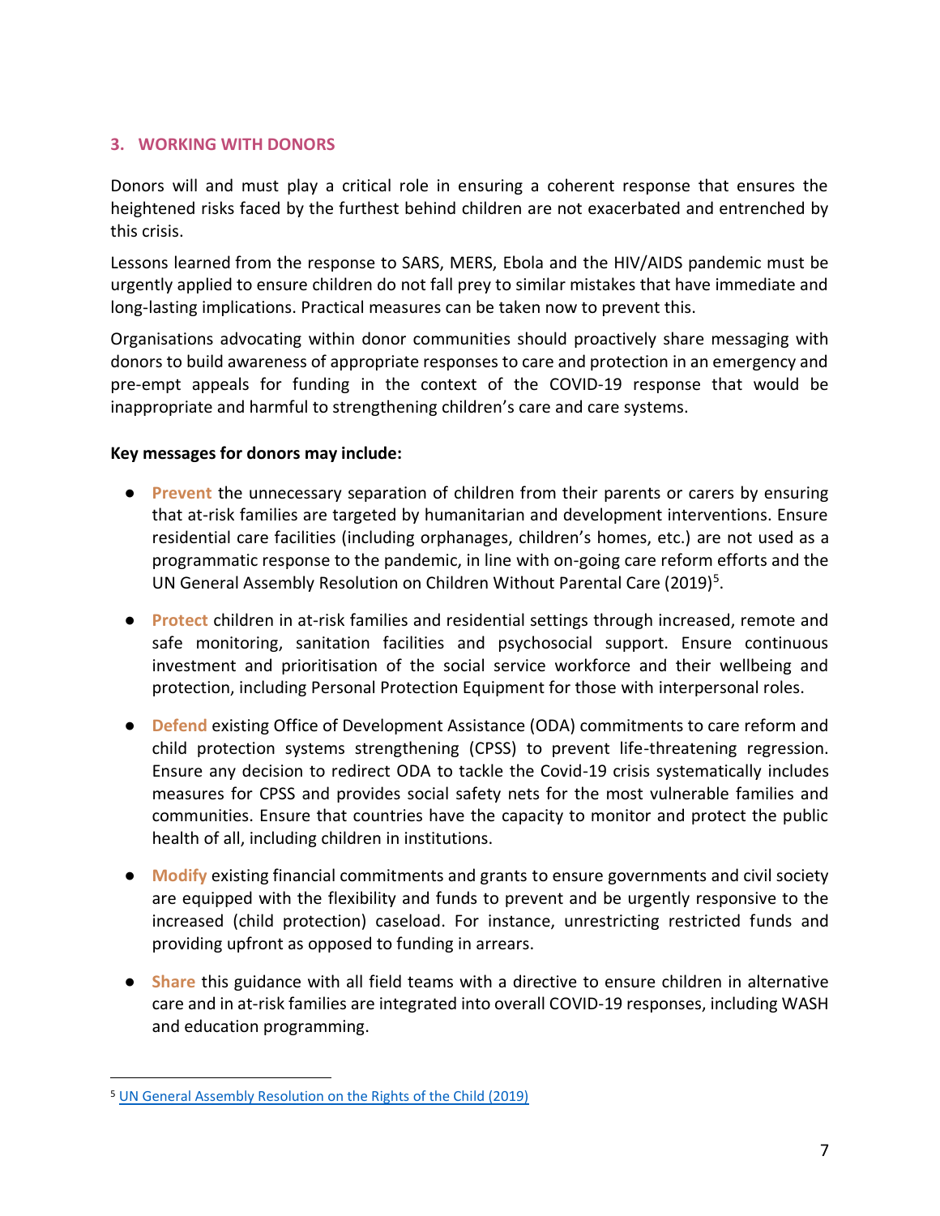## 3. WORKING WITH DONORS

Donors will and must play a critical role in ensuring a coherent response that ensures the heightened risks faced by the furthest behind children are not exacerbated and entrenched by this crisis.

Lessons learned from the response to SARS, MERS, Ebola and the HIV/AIDS pandemic must be urgently applied to ensure children do not fall prey to similar mistakes that have immediate and long-lasting implications. Practical measures can be taken now to prevent this.

Organisations advocating within donor communities should proactively share messaging with donors to build awareness of appropriate responses to care and protection in an emergency and pre-empt appeals for funding in the context of the COVID-19 response that would be inappropriate and harmful to strengthening children's care and care systems.

**Key messages for donors may include:**

- **Prevent** the unnecessary separation of children from their parents or carers by ensuring that at-risk families are targeted by humanitarian and development interventions. Ensure residential care facilities (including orphanages, children's homes, etc.) are not used as a programmatic response to the pandemic, in line with on-going care reform efforts and the UN General Assembly Resolution on Children Without Parental Care (2019)[5].

- **Protect** children in at-risk families and residential settings through increased, remote and safe monitoring, sanitation facilities and psychosocial support. Ensure continuous investment and prioritisation of the social service workforce and their wellbeing and protection, including Personal Protection Equipment for those with interpersonal roles.

- **Defend** existing Office of Development Assistance (ODA) commitments to care reform and child protection systems strengthening (CPSS) to prevent life-threatening regression. Ensure any decision to redirect ODA to tackle the Covid-19 crisis systematically includes measures for CPSS and provides social safety nets for the most vulnerable families and communities. Ensure that countries have the capacity to monitor and protect the public health of all, including children in institutions.

- **Modify** existing financial commitments and grants to ensure governments and civil society are equipped with the flexibility and funds to prevent and be urgently responsive to the increased (child protection) caseload. For instance, unrestricting restricted funds and providing upfront as opposed to funding in arrears.

- **Share** this guidance with all field teams with a directive to ensure children in alternative care and in at-risk families are integrated into overall COVID-19 responses, including WASH and education programming.

---

[5] UN General Assembly Resolution on the Rights of the Child (2019)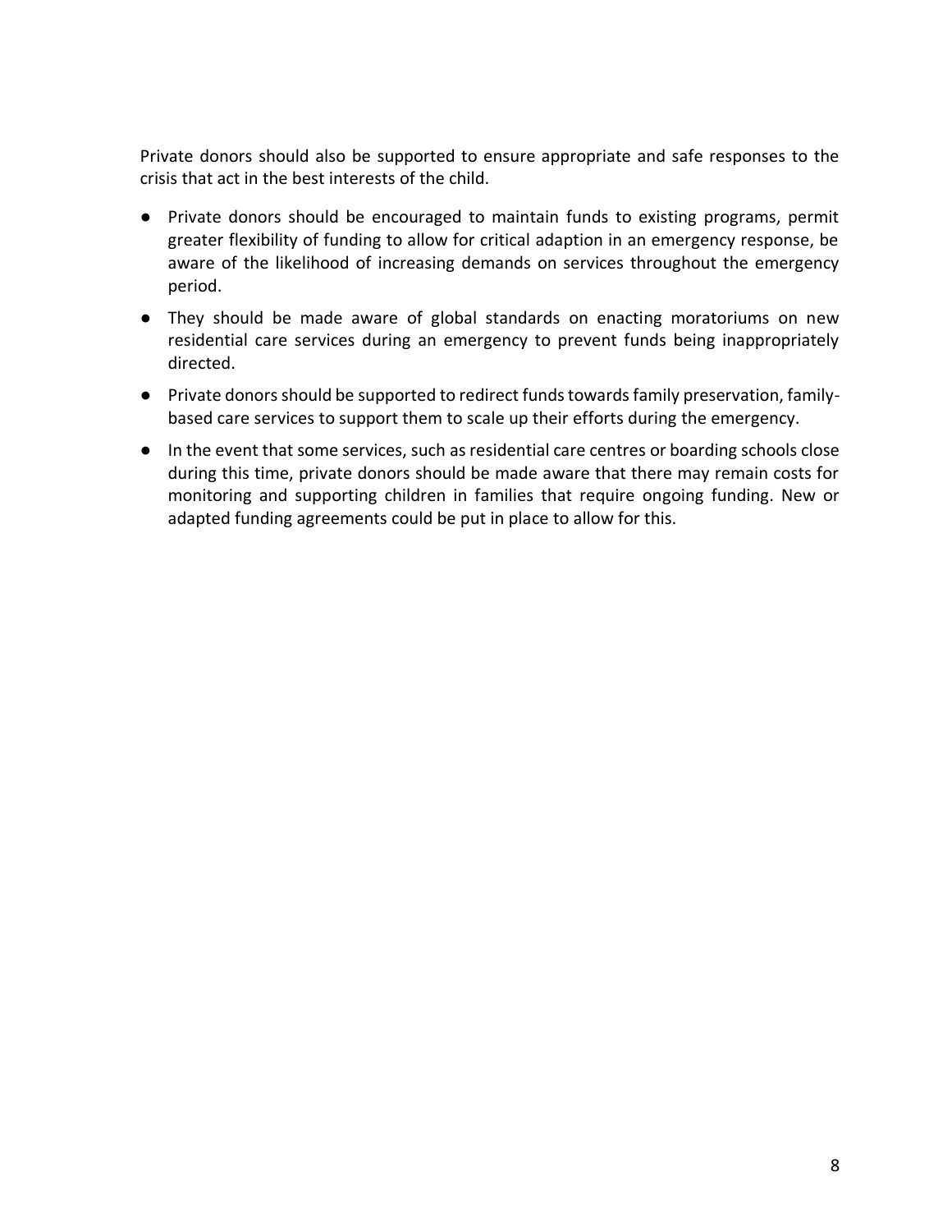Private donors should also be supported to ensure appropriate and safe responses to the crisis that act in the best interests of the child.

- Private donors should be encouraged to maintain funds to existing programs, permit greater flexibility of funding to allow for critical adaption in an emergency response, be aware of the likelihood of increasing demands on services throughout the emergency period.
- They should be made aware of global standards on enacting moratoriums on new residential care services during an emergency to prevent funds being inappropriately directed.
- Private donors should be supported to redirect funds towards family preservation, family-based care services to support them to scale up their efforts during the emergency.
- In the event that some services, such as residential care centres or boarding schools close during this time, private donors should be made aware that there may remain costs for monitoring and supporting children in families that require ongoing funding. New or adapted funding agreements could be put in place to allow for this.